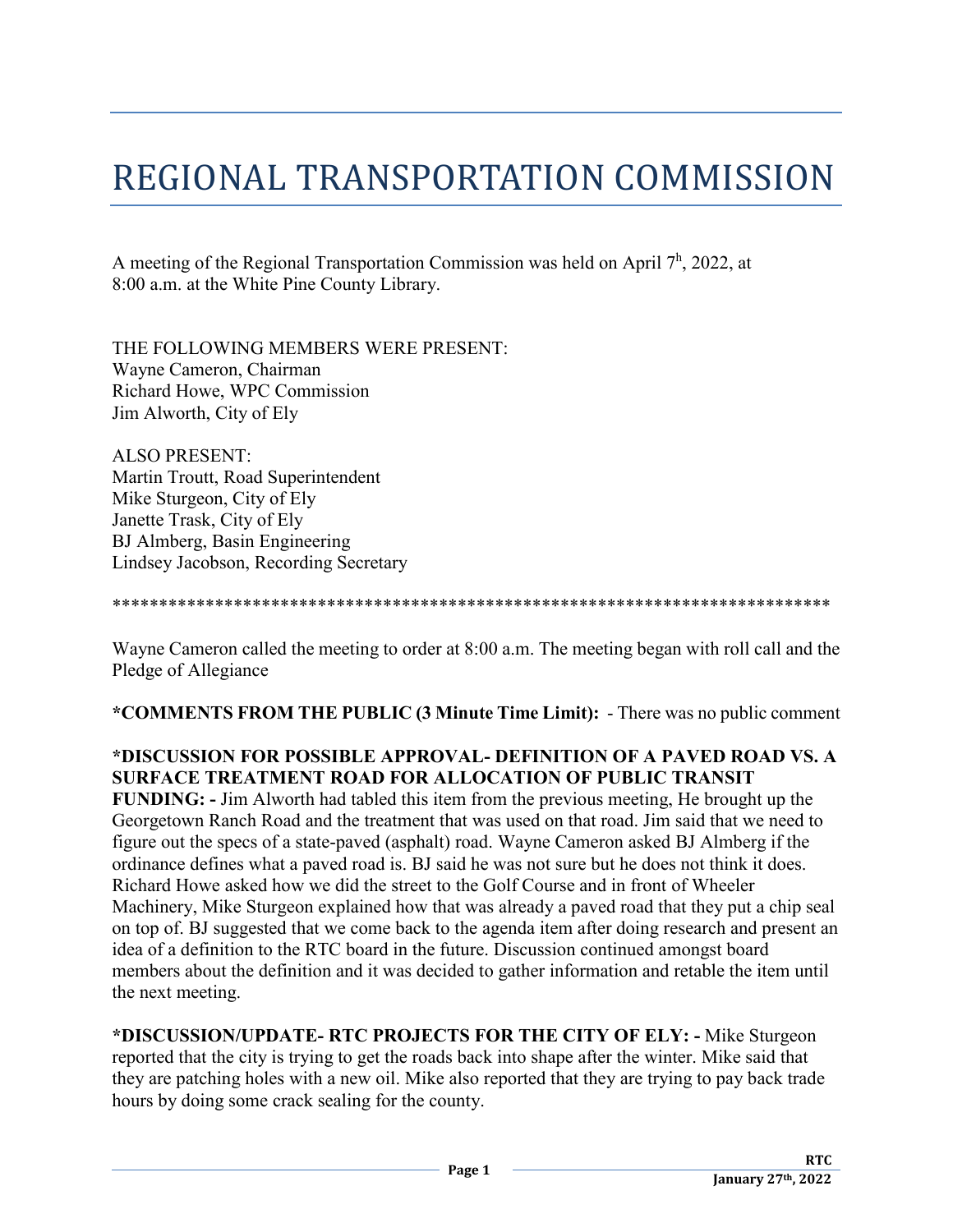# REGIONAL TRANSPORTATION COMMISSION

A meeting of the Regional Transportation Commission was held on April 7h, 2022, at 8:00 a.m. at the White Pine County Library.

THE FOLLOWING MEMBERS WERE PRESENT:
Wayne Cameron, Chairman
Richard Howe, WPC Commission
Jim Alworth, City of Ely

ALSO PRESENT:
Martin Troutt, Road Superintendent
Mike Sturgeon, City of Ely
Janette Trask, City of Ely
BJ Almberg, Basin Engineering
Lindsey Jacobson, Recording Secretary

*****************************************************************************

Wayne Cameron called the meeting to order at 8:00 a.m. The meeting began with roll call and the Pledge of Allegiance

**\*COMMENTS FROM THE PUBLIC (3 Minute Time Limit):** - There was no public comment

**\*DISCUSSION FOR POSSIBLE APPROVAL- DEFINITION OF A PAVED ROAD VS. A SURFACE TREATMENT ROAD FOR ALLOCATION OF PUBLIC TRANSIT FUNDING: -** Jim Alworth had tabled this item from the previous meeting, He brought up the Georgetown Ranch Road and the treatment that was used on that road. Jim said that we need to figure out the specs of a state-paved (asphalt) road. Wayne Cameron asked BJ Almberg if the ordinance defines what a paved road is. BJ said he was not sure but he does not think it does. Richard Howe asked how we did the street to the Golf Course and in front of Wheeler Machinery, Mike Sturgeon explained how that was already a paved road that they put a chip seal on top of. BJ suggested that we come back to the agenda item after doing research and present an idea of a definition to the RTC board in the future. Discussion continued amongst board members about the definition and it was decided to gather information and retable the item until the next meeting.

**\*DISCUSSION/UPDATE- RTC PROJECTS FOR THE CITY OF ELY: -** Mike Sturgeon reported that the city is trying to get the roads back into shape after the winter. Mike said that they are patching holes with a new oil. Mike also reported that they are trying to pay back trade hours by doing some crack sealing for the county.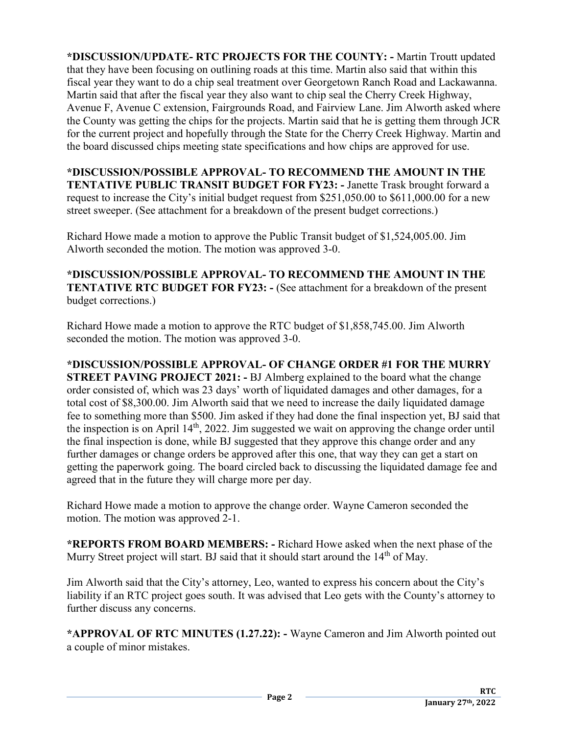**\*DISCUSSION/UPDATE- RTC PROJECTS FOR THE COUNTY: -** Martin Troutt updated that they have been focusing on outlining roads at this time. Martin also said that within this fiscal year they want to do a chip seal treatment over Georgetown Ranch Road and Lackawanna. Martin said that after the fiscal year they also want to chip seal the Cherry Creek Highway, Avenue F, Avenue C extension, Fairgrounds Road, and Fairview Lane. Jim Alworth asked where the County was getting the chips for the projects. Martin said that he is getting them through JCR for the current project and hopefully through the State for the Cherry Creek Highway. Martin and the board discussed chips meeting state specifications and how chips are approved for use.

**\*DISCUSSION/POSSIBLE APPROVAL- TO RECOMMEND THE AMOUNT IN THE TENTATIVE PUBLIC TRANSIT BUDGET FOR FY23: -** Janette Trask brought forward a request to increase the City's initial budget request from $251,050.00 to $611,000.00 for a new street sweeper. (See attachment for a breakdown of the present budget corrections.)

Richard Howe made a motion to approve the Public Transit budget of $1,524,005.00. Jim Alworth seconded the motion. The motion was approved 3-0.

**\*DISCUSSION/POSSIBLE APPROVAL- TO RECOMMEND THE AMOUNT IN THE TENTATIVE RTC BUDGET FOR FY23: -** (See attachment for a breakdown of the present budget corrections.)

Richard Howe made a motion to approve the RTC budget of $1,858,745.00. Jim Alworth seconded the motion. The motion was approved 3-0.

**\*DISCUSSION/POSSIBLE APPROVAL- OF CHANGE ORDER #1 FOR THE MURRY STREET PAVING PROJECT 2021: -** BJ Almberg explained to the board what the change order consisted of, which was 23 days' worth of liquidated damages and other damages, for a total cost of $8,300.00. Jim Alworth said that we need to increase the daily liquidated damage fee to something more than $500. Jim asked if they had done the final inspection yet, BJ said that the inspection is on April 14th, 2022. Jim suggested we wait on approving the change order until the final inspection is done, while BJ suggested that they approve this change order and any further damages or change orders be approved after this one, that way they can get a start on getting the paperwork going. The board circled back to discussing the liquidated damage fee and agreed that in the future they will charge more per day.

Richard Howe made a motion to approve the change order. Wayne Cameron seconded the motion. The motion was approved 2-1.

**\*REPORTS FROM BOARD MEMBERS: -** Richard Howe asked when the next phase of the Murry Street project will start. BJ said that it should start around the 14th of May.

Jim Alworth said that the City's attorney, Leo, wanted to express his concern about the City's liability if an RTC project goes south. It was advised that Leo gets with the County's attorney to further discuss any concerns.

**\*APPROVAL OF RTC MINUTES (1.27.22): -** Wayne Cameron and Jim Alworth pointed out a couple of minor mistakes.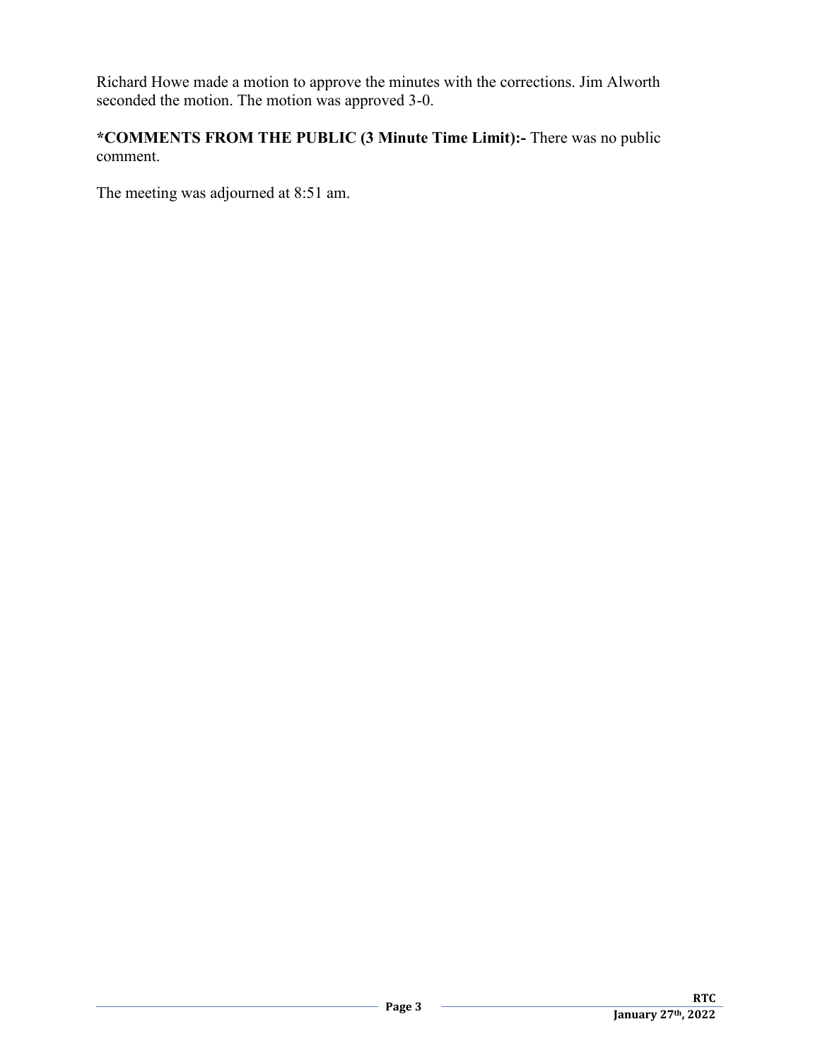Richard Howe made a motion to approve the minutes with the corrections. Jim Alworth seconded the motion. The motion was approved 3-0.

**\*COMMENTS FROM THE PUBLIC (3 Minute Time Limit):-** There was no public comment.

The meeting was adjourned at 8:51 am.